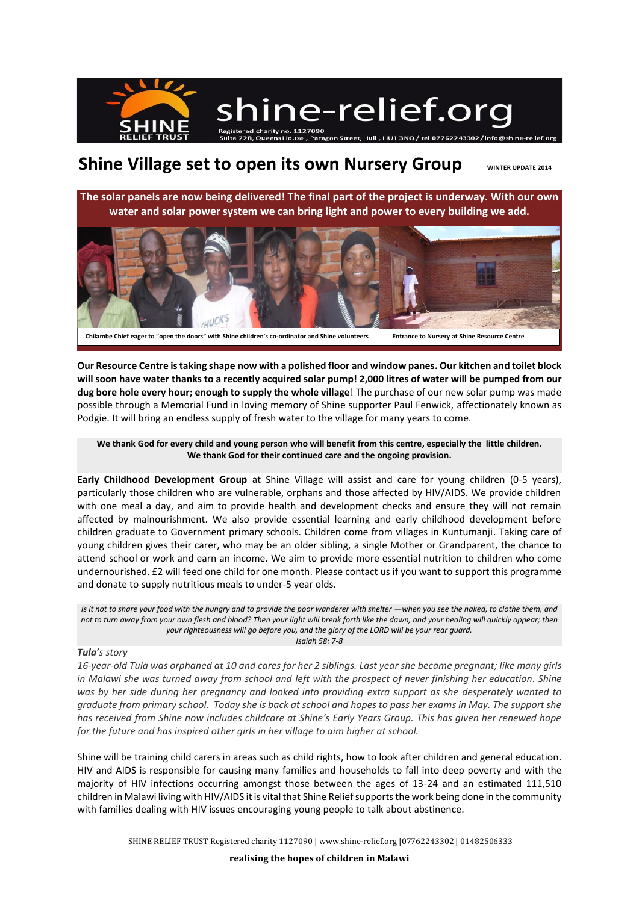shine-relief.org

SHINE RELIEF TRUST

Registered charity no. 1127090
Suite 228, Queens House , Paragon Street, Hull , HU1 3NQ / tel 07762243302 / info@shine-relief.org

# Shine Village set to open its own Nursery Group

WINTER UPDATE 2014

**The solar panels are now being delivered! The final part of the project is underway. With our own water and solar power system we can bring light and power to every building we add.**

Chilambe Chief eager to "open the doors" with Shine children's co-ordinator and Shine volunteers

Entrance to Nursery at Shine Resource Centre

**Our Resource Centre is taking shape now with a polished floor and window panes. Our kitchen and toilet block will soon have water thanks to a recently acquired solar pump! 2,000 litres of water will be pumped from our dug bore hole every hour; enough to supply the whole village**! The purchase of our new solar pump was made possible through a Memorial Fund in loving memory of Shine supporter Paul Fenwick, affectionately known as Podgie. It will bring an endless supply of fresh water to the village for many years to come.

**We thank God for every child and young person who will benefit from this centre, especially the little children. We thank God for their continued care and the ongoing provision.**

**Early Childhood Development Group** at Shine Village will assist and care for young children (0-5 years), particularly those children who are vulnerable, orphans and those affected by HIV/AIDS. We provide children with one meal a day, and aim to provide health and development checks and ensure they will not remain affected by malnourishment. We also provide essential learning and early childhood development before children graduate to Government primary schools. Children come from villages in Kuntumanji. Taking care of young children gives their carer, who may be an older sibling, a single Mother or Grandparent, the chance to attend school or work and earn an income. We aim to provide more essential nutrition to children who come undernourished. £2 will feed one child for one month. Please contact us if you want to support this programme and donate to supply nutritious meals to under-5 year olds.

*Is it not to share your food with the hungry and to provide the poor wanderer with shelter —when you see the naked, to clothe them, and not to turn away from your own flesh and blood? Then your light will break forth like the dawn, and your healing will quickly appear; then your righteousness will go before you, and the glory of the LORD will be your rear guard.*
*Isaiah 58: 7-8*

***Tula**'s story*

*16-year-old Tula was orphaned at 10 and cares for her 2 siblings. Last year she became pregnant; like many girls in Malawi she was turned away from school and left with the prospect of never finishing her education. Shine was by her side during her pregnancy and looked into providing extra support as she desperately wanted to graduate from primary school. Today she is back at school and hopes to pass her exams in May. The support she has received from Shine now includes childcare at Shine's Early Years Group. This has given her renewed hope for the future and has inspired other girls in her village to aim higher at school.*

Shine will be training child carers in areas such as child rights, how to look after children and general education. HIV and AIDS is responsible for causing many families and households to fall into deep poverty and with the majority of HIV infections occurring amongst those between the ages of 13-24 and an estimated 111,510 children in Malawi living with HIV/AIDS it is vital that Shine Relief supports the work being done in the community with families dealing with HIV issues encouraging young people to talk about abstinence.

SHINE RELIEF TRUST Registered charity 1127090 | www.shine-relief.org |07762243302 | 01482506333

**realising the hopes of children in Malawi**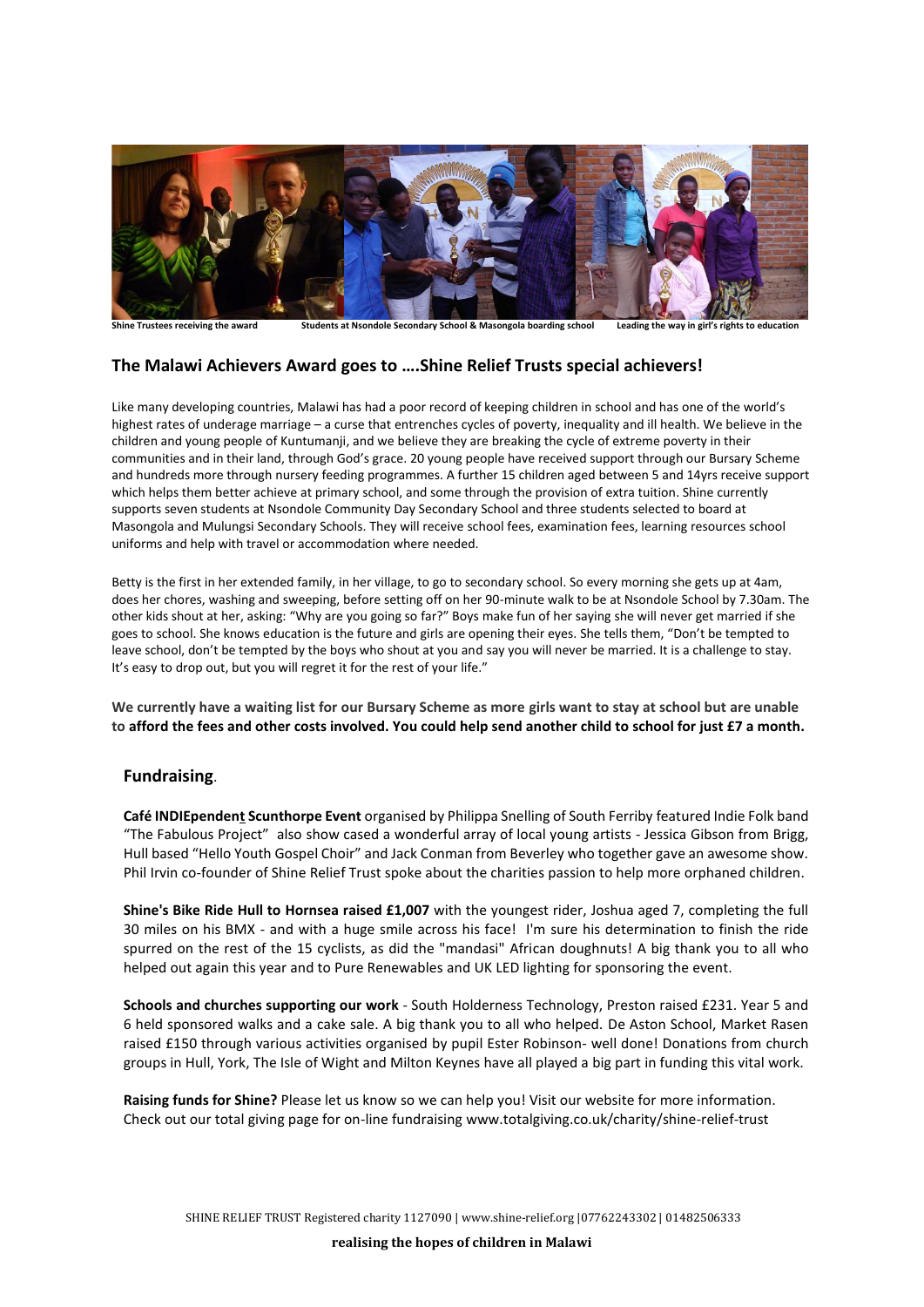Shine Trustees receiving the award Students at Nsondole Secondary School & Masongola boarding school Leading the way in girl's rights to education

## The Malawi Achievers Award goes to ….Shine Relief Trusts special achievers!

Like many developing countries, Malawi has had a poor record of keeping children in school and has one of the world's highest rates of underage marriage – a curse that entrenches cycles of poverty, inequality and ill health. We believe in the children and young people of Kuntumanji, and we believe they are breaking the cycle of extreme poverty in their communities and in their land, through God's grace. 20 young people have received support through our Bursary Scheme and hundreds more through nursery feeding programmes. A further 15 children aged between 5 and 14yrs receive support which helps them better achieve at primary school, and some through the provision of extra tuition. Shine currently supports seven students at Nsondole Community Day Secondary School and three students selected to board at Masongola and Mulungsi Secondary Schools. They will receive school fees, examination fees, learning resources school uniforms and help with travel or accommodation where needed.

Betty is the first in her extended family, in her village, to go to secondary school. So every morning she gets up at 4am, does her chores, washing and sweeping, before setting off on her 90-minute walk to be at Nsondole School by 7.30am. The other kids shout at her, asking: "Why are you going so far?" Boys make fun of her saying she will never get married if she goes to school. She knows education is the future and girls are opening their eyes. She tells them, "Don't be tempted to leave school, don't be tempted by the boys who shout at you and say you will never be married. It is a challenge to stay. It's easy to drop out, but you will regret it for the rest of your life."

**We currently have a waiting list for our Bursary Scheme as more girls want to stay at school but are unable to afford the fees and other costs involved. You could help send another child to school for just £7 a month.**

## Fundraising.

**Café INDIEpendent Scunthorpe Event** organised by Philippa Snelling of South Ferriby featured Indie Folk band "The Fabulous Project" also show cased a wonderful array of local young artists - Jessica Gibson from Brigg, Hull based "Hello Youth Gospel Choir" and Jack Conman from Beverley who together gave an awesome show. Phil Irvin co-founder of Shine Relief Trust spoke about the charities passion to help more orphaned children.

**Shine's Bike Ride Hull to Hornsea raised £1,007** with the youngest rider, Joshua aged 7, completing the full 30 miles on his BMX - and with a huge smile across his face! I'm sure his determination to finish the ride spurred on the rest of the 15 cyclists, as did the "mandasi" African doughnuts! A big thank you to all who helped out again this year and to Pure Renewables and UK LED lighting for sponsoring the event.

**Schools and churches supporting our work** - South Holderness Technology, Preston raised £231. Year 5 and 6 held sponsored walks and a cake sale. A big thank you to all who helped. De Aston School, Market Rasen raised £150 through various activities organised by pupil Ester Robinson- well done! Donations from church groups in Hull, York, The Isle of Wight and Milton Keynes have all played a big part in funding this vital work.

**Raising funds for Shine?** Please let us know so we can help you! Visit our website for more information. Check out our total giving page for on-line fundraising www.totalgiving.co.uk/charity/shine-relief-trust

SHINE RELIEF TRUST Registered charity 1127090 | www.shine-relief.org |07762243302 | 01482506333

**realising the hopes of children in Malawi**